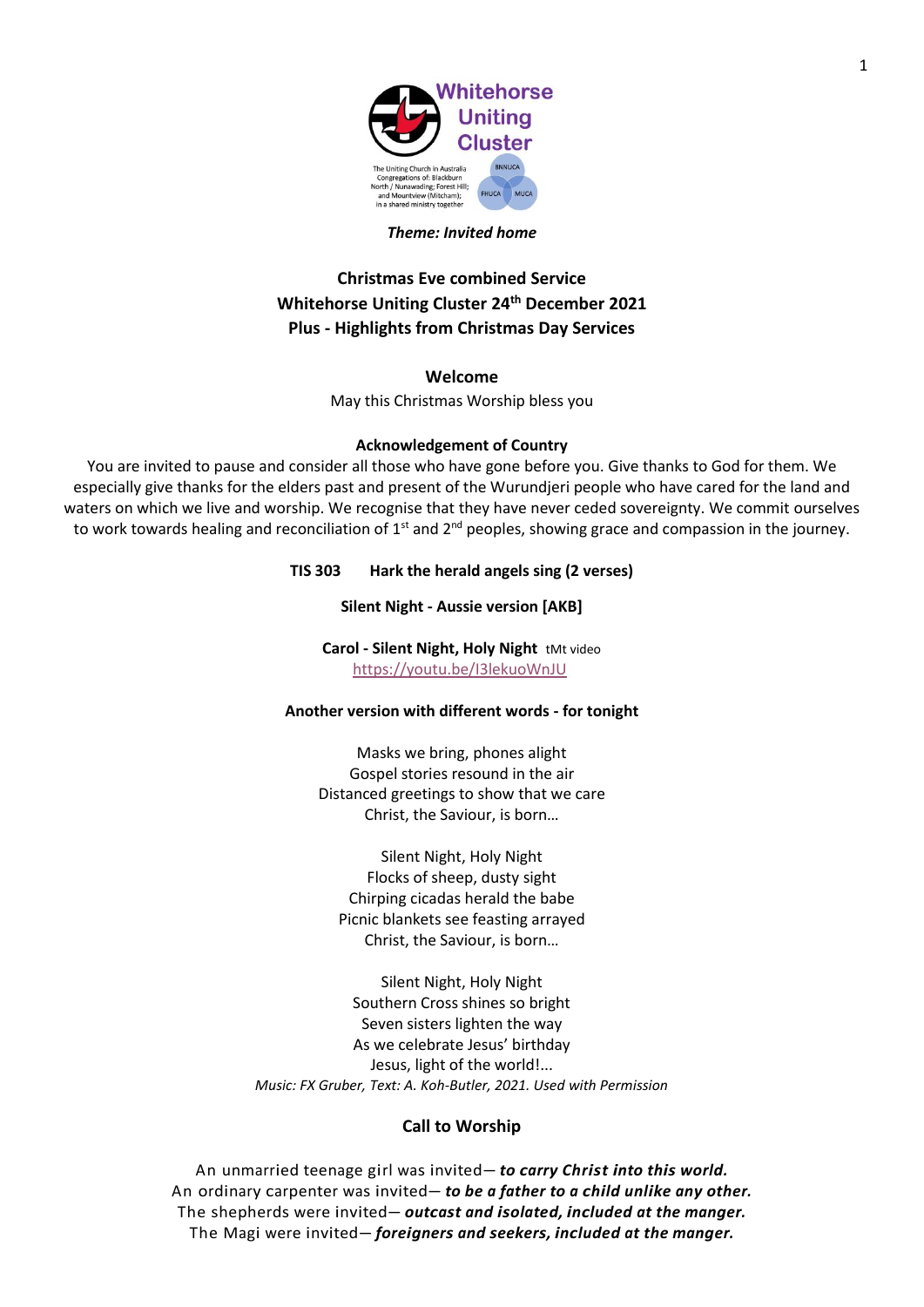Whitehorse Uniting Cluster

The Uniting Church in Australia
Congregations of: Blackburn North / Nunawading; Forest Hill; and Mountview (Mitcham); in a shared ministry together

BNNUCA FHUCA MUCA

*Theme: Invited home*

## Christmas Eve combined Service
## Whitehorse Uniting Cluster 24th December 2021
## Plus - Highlights from Christmas Day Services

### Welcome

May this Christmas Worship bless you

**Acknowledgement of Country**

You are invited to pause and consider all those who have gone before you. Give thanks to God for them. We especially give thanks for the elders past and present of the Wurundjeri people who have cared for the land and waters on which we live and worship. We recognise that they have never ceded sovereignty. We commit ourselves to work towards healing and reconciliation of 1st and 2nd peoples, showing grace and compassion in the journey.

**TIS 303 Hark the herald angels sing (2 verses)**

**Silent Night - Aussie version [AKB]**

**Carol - Silent Night, Holy Night** tMt video
https://youtu.be/I3lekuoWnJU

**Another version with different words - for tonight**

Masks we bring, phones alight
Gospel stories resound in the air
Distanced greetings to show that we care
Christ, the Saviour, is born…

Silent Night, Holy Night
Flocks of sheep, dusty sight
Chirping cicadas herald the babe
Picnic blankets see feasting arrayed
Christ, the Saviour, is born…

Silent Night, Holy Night
Southern Cross shines so bright
Seven sisters lighten the way
As we celebrate Jesus' birthday
Jesus, light of the world!...

*Music: FX Gruber, Text: A. Koh-Butler, 2021. Used with Permission*

### Call to Worship

An unmarried teenage girl was invited— ***to carry Christ into this world.***
An ordinary carpenter was invited— ***to be a father to a child unlike any other.***
The shepherds were invited— ***outcast and isolated, included at the manger.***
The Magi were invited— ***foreigners and seekers, included at the manger.***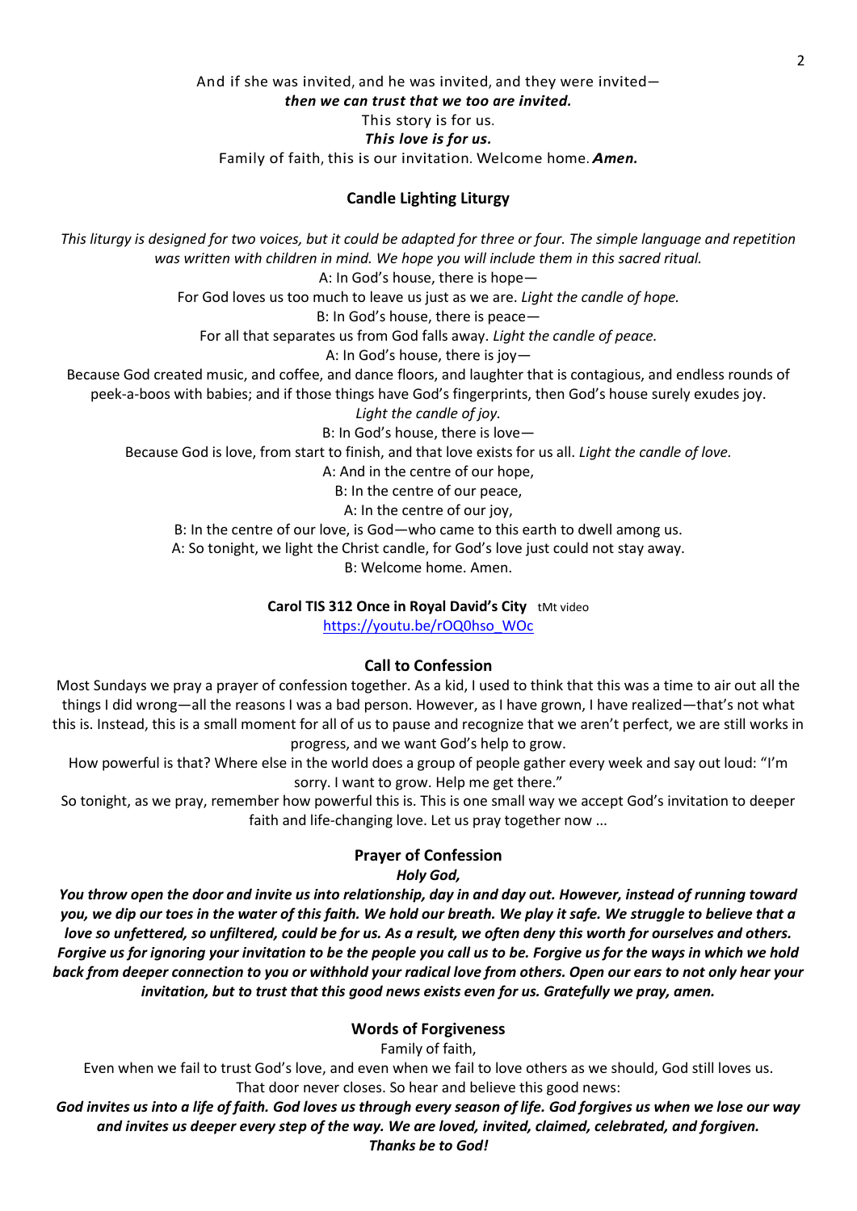And if she was invited, and he was invited, and they were invited—
***then we can trust that we too are invited.***
This story is for us.
***This love is for us.***
Family of faith, this is our invitation. Welcome home. ***Amen.***

### Candle Lighting Liturgy

*This liturgy is designed for two voices, but it could be adapted for three or four. The simple language and repetition was written with children in mind. We hope you will include them in this sacred ritual.*

A: In God's house, there is hope—
For God loves us too much to leave us just as we are. *Light the candle of hope.*

B: In God's house, there is peace—
For all that separates us from God falls away. *Light the candle of peace.*

A: In God's house, there is joy—
Because God created music, and coffee, and dance floors, and laughter that is contagious, and endless rounds of peek-a-boos with babies; and if those things have God's fingerprints, then God's house surely exudes joy.
*Light the candle of joy.*

B: In God's house, there is love—
Because God is love, from start to finish, and that love exists for us all. *Light the candle of love.*

A: And in the centre of our hope,
B: In the centre of our peace,
A: In the centre of our joy,
B: In the centre of our love, is God—who came to this earth to dwell among us.
A: So tonight, we light the Christ candle, for God's love just could not stay away.
B: Welcome home. Amen.

**Carol TIS 312 Once in Royal David's City** tMt video
https://youtu.be/rOQ0hso_WOc

### Call to Confession

Most Sundays we pray a prayer of confession together. As a kid, I used to think that this was a time to air out all the things I did wrong—all the reasons I was a bad person. However, as I have grown, I have realized—that's not what this is. Instead, this is a small moment for all of us to pause and recognize that we aren't perfect, we are still works in progress, and we want God's help to grow.

How powerful is that? Where else in the world does a group of people gather every week and say out loud: "I'm sorry. I want to grow. Help me get there."

So tonight, as we pray, remember how powerful this is. This is one small way we accept God's invitation to deeper faith and life-changing love. Let us pray together now ...

### Prayer of Confession

***Holy God,***

***You throw open the door and invite us into relationship, day in and day out. However, instead of running toward you, we dip our toes in the water of this faith. We hold our breath. We play it safe. We struggle to believe that a love so unfettered, so unfiltered, could be for us. As a result, we often deny this worth for ourselves and others. Forgive us for ignoring your invitation to be the people you call us to be. Forgive us for the ways in which we hold back from deeper connection to you or withhold your radical love from others. Open our ears to not only hear your invitation, but to trust that this good news exists even for us. Gratefully we pray, amen.***

### Words of Forgiveness

Family of faith,

Even when we fail to trust God's love, and even when we fail to love others as we should, God still loves us. That door never closes. So hear and believe this good news:

***God invites us into a life of faith. God loves us through every season of life. God forgives us when we lose our way and invites us deeper every step of the way. We are loved, invited, claimed, celebrated, and forgiven.***
***Thanks be to God!***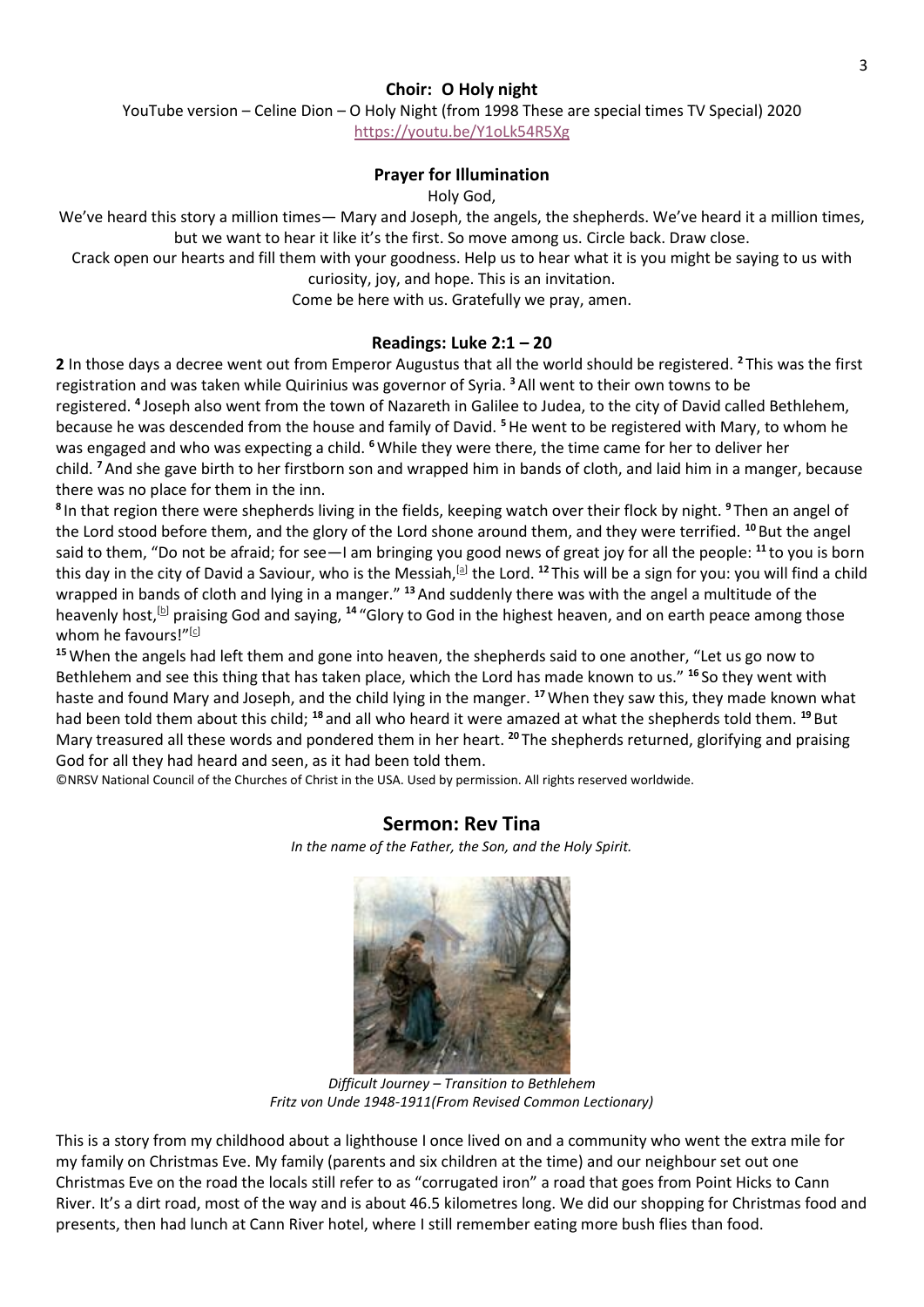**Choir: O Holy night**

YouTube version – Celine Dion – O Holy Night (from 1998 These are special times TV Special) 2020
https://youtu.be/Y1oLk54R5Xg

**Prayer for Illumination**

Holy God,

We've heard this story a million times— Mary and Joseph, the angels, the shepherds. We've heard it a million times, but we want to hear it like it's the first. So move among us. Circle back. Draw close.

Crack open our hearts and fill them with your goodness. Help us to hear what it is you might be saying to us with curiosity, joy, and hope. This is an invitation.

Come be here with us. Gratefully we pray, amen.

**Readings: Luke 2:1 – 20**

**2** In those days a decree went out from Emperor Augustus that all the world should be registered. **2** This was the first registration and was taken while Quirinius was governor of Syria. **3** All went to their own towns to be registered. **4** Joseph also went from the town of Nazareth in Galilee to Judea, to the city of David called Bethlehem, because he was descended from the house and family of David. **5** He went to be registered with Mary, to whom he was engaged and who was expecting a child. **6** While they were there, the time came for her to deliver her child. **7** And she gave birth to her firstborn son and wrapped him in bands of cloth, and laid him in a manger, because there was no place for them in the inn.

**8** In that region there were shepherds living in the fields, keeping watch over their flock by night. **9** Then an angel of the Lord stood before them, and the glory of the Lord shone around them, and they were terrified. **10** But the angel said to them, "Do not be afraid; for see—I am bringing you good news of great joy for all the people: **11** to you is born this day in the city of David a Saviour, who is the Messiah,[a] the Lord. **12** This will be a sign for you: you will find a child wrapped in bands of cloth and lying in a manger." **13** And suddenly there was with the angel a multitude of the heavenly host,[b] praising God and saying, **14** "Glory to God in the highest heaven, and on earth peace among those whom he favours!"[c]

**15** When the angels had left them and gone into heaven, the shepherds said to one another, "Let us go now to Bethlehem and see this thing that has taken place, which the Lord has made known to us." **16** So they went with haste and found Mary and Joseph, and the child lying in the manger. **17** When they saw this, they made known what had been told them about this child; **18** and all who heard it were amazed at what the shepherds told them. **19** But Mary treasured all these words and pondered them in her heart. **20** The shepherds returned, glorifying and praising God for all they had heard and seen, as it had been told them.

©NRSV National Council of the Churches of Christ in the USA. Used by permission. All rights reserved worldwide.

## Sermon: Rev Tina

*In the name of the Father, the Son, and the Holy Spirit.*

*Difficult Journey – Transition to Bethlehem*
*Fritz von Unde 1948-1911(From Revised Common Lectionary)*

This is a story from my childhood about a lighthouse I once lived on and a community who went the extra mile for my family on Christmas Eve. My family (parents and six children at the time) and our neighbour set out one Christmas Eve on the road the locals still refer to as "corrugated iron" a road that goes from Point Hicks to Cann River. It's a dirt road, most of the way and is about 46.5 kilometres long. We did our shopping for Christmas food and presents, then had lunch at Cann River hotel, where I still remember eating more bush flies than food.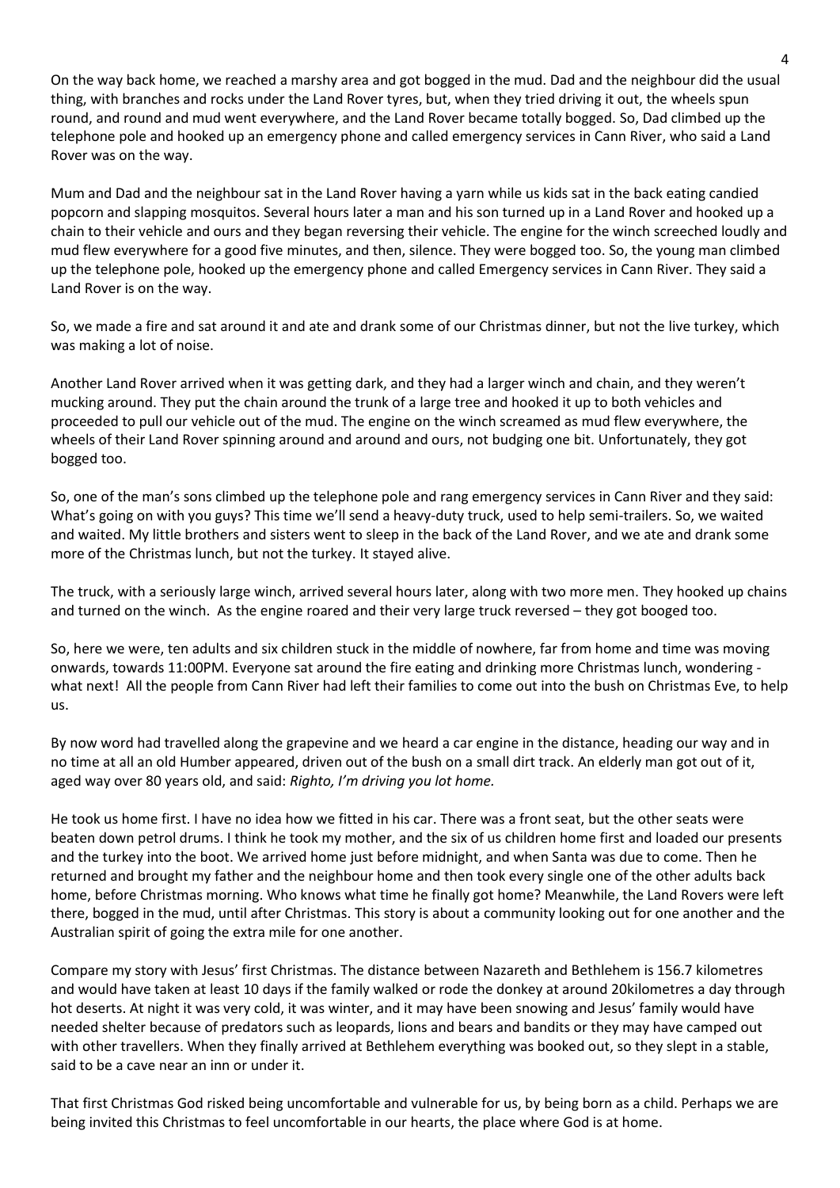On the way back home, we reached a marshy area and got bogged in the mud. Dad and the neighbour did the usual thing, with branches and rocks under the Land Rover tyres, but, when they tried driving it out, the wheels spun round, and round and mud went everywhere, and the Land Rover became totally bogged. So, Dad climbed up the telephone pole and hooked up an emergency phone and called emergency services in Cann River, who said a Land Rover was on the way.

Mum and Dad and the neighbour sat in the Land Rover having a yarn while us kids sat in the back eating candied popcorn and slapping mosquitos. Several hours later a man and his son turned up in a Land Rover and hooked up a chain to their vehicle and ours and they began reversing their vehicle. The engine for the winch screeched loudly and mud flew everywhere for a good five minutes, and then, silence. They were bogged too. So, the young man climbed up the telephone pole, hooked up the emergency phone and called Emergency services in Cann River. They said a Land Rover is on the way.

So, we made a fire and sat around it and ate and drank some of our Christmas dinner, but not the live turkey, which was making a lot of noise.

Another Land Rover arrived when it was getting dark, and they had a larger winch and chain, and they weren't mucking around. They put the chain around the trunk of a large tree and hooked it up to both vehicles and proceeded to pull our vehicle out of the mud. The engine on the winch screamed as mud flew everywhere, the wheels of their Land Rover spinning around and around and ours, not budging one bit. Unfortunately, they got bogged too.

So, one of the man's sons climbed up the telephone pole and rang emergency services in Cann River and they said: What's going on with you guys? This time we'll send a heavy-duty truck, used to help semi-trailers. So, we waited and waited. My little brothers and sisters went to sleep in the back of the Land Rover, and we ate and drank some more of the Christmas lunch, but not the turkey. It stayed alive.

The truck, with a seriously large winch, arrived several hours later, along with two more men. They hooked up chains and turned on the winch. As the engine roared and their very large truck reversed – they got booged too.

So, here we were, ten adults and six children stuck in the middle of nowhere, far from home and time was moving onwards, towards 11:00PM. Everyone sat around the fire eating and drinking more Christmas lunch, wondering - what next! All the people from Cann River had left their families to come out into the bush on Christmas Eve, to help us.

By now word had travelled along the grapevine and we heard a car engine in the distance, heading our way and in no time at all an old Humber appeared, driven out of the bush on a small dirt track. An elderly man got out of it, aged way over 80 years old, and said: *Righto, I'm driving you lot home.*

He took us home first. I have no idea how we fitted in his car. There was a front seat, but the other seats were beaten down petrol drums. I think he took my mother, and the six of us children home first and loaded our presents and the turkey into the boot. We arrived home just before midnight, and when Santa was due to come. Then he returned and brought my father and the neighbour home and then took every single one of the other adults back home, before Christmas morning. Who knows what time he finally got home? Meanwhile, the Land Rovers were left there, bogged in the mud, until after Christmas. This story is about a community looking out for one another and the Australian spirit of going the extra mile for one another.

Compare my story with Jesus' first Christmas. The distance between Nazareth and Bethlehem is 156.7 kilometres and would have taken at least 10 days if the family walked or rode the donkey at around 20kilometres a day through hot deserts. At night it was very cold, it was winter, and it may have been snowing and Jesus' family would have needed shelter because of predators such as leopards, lions and bears and bandits or they may have camped out with other travellers. When they finally arrived at Bethlehem everything was booked out, so they slept in a stable, said to be a cave near an inn or under it.

That first Christmas God risked being uncomfortable and vulnerable for us, by being born as a child. Perhaps we are being invited this Christmas to feel uncomfortable in our hearts, the place where God is at home.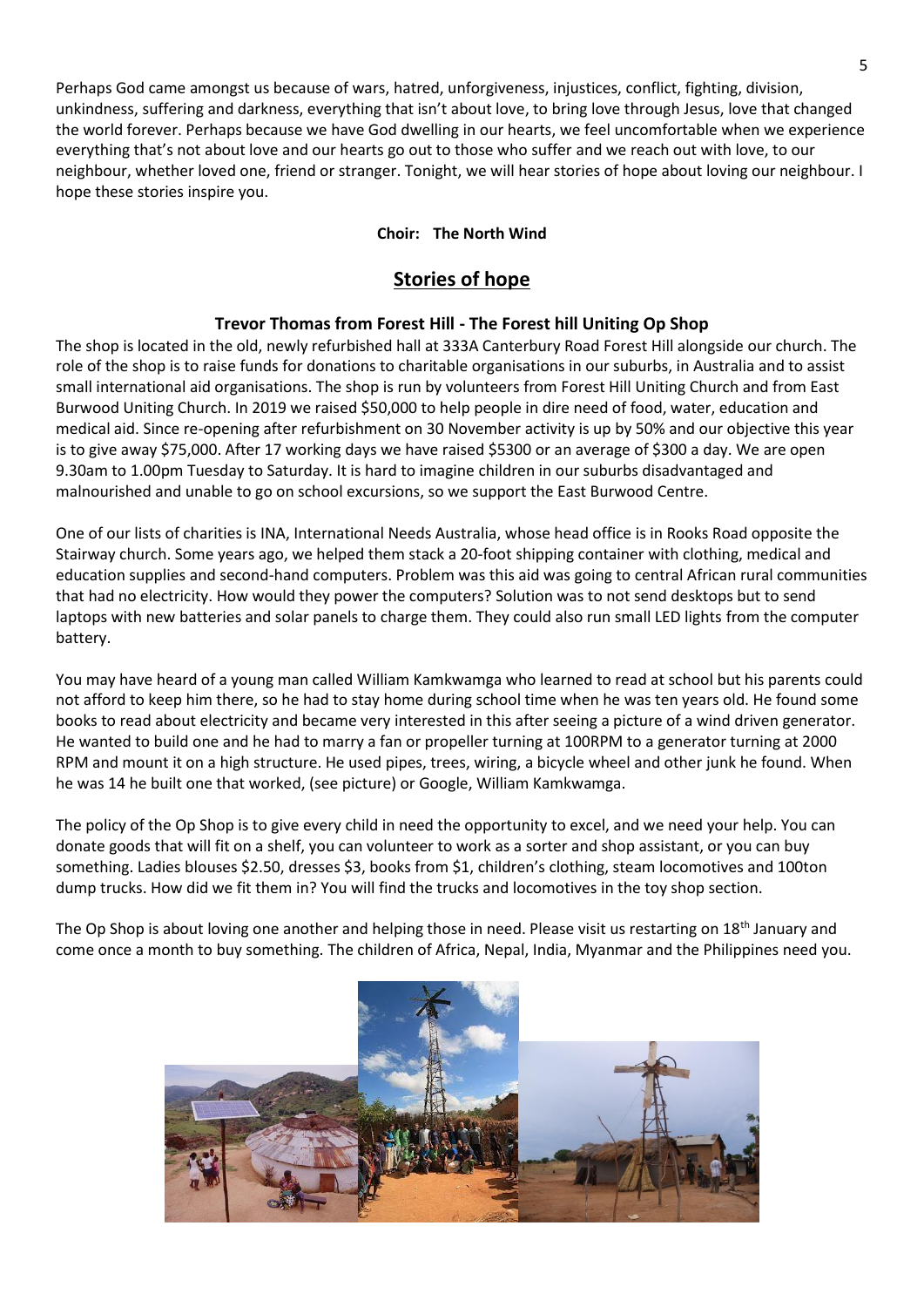Perhaps God came amongst us because of wars, hatred, unforgiveness, injustices, conflict, fighting, division, unkindness, suffering and darkness, everything that isn't about love, to bring love through Jesus, love that changed the world forever. Perhaps because we have God dwelling in our hearts, we feel uncomfortable when we experience everything that's not about love and our hearts go out to those who suffer and we reach out with love, to our neighbour, whether loved one, friend or stranger. Tonight, we will hear stories of hope about loving our neighbour. I hope these stories inspire you.

**Choir: The North Wind**

## Stories of hope

### Trevor Thomas from Forest Hill - The Forest hill Uniting Op Shop

The shop is located in the old, newly refurbished hall at 333A Canterbury Road Forest Hill alongside our church. The role of the shop is to raise funds for donations to charitable organisations in our suburbs, in Australia and to assist small international aid organisations. The shop is run by volunteers from Forest Hill Uniting Church and from East Burwood Uniting Church. In 2019 we raised $50,000 to help people in dire need of food, water, education and medical aid. Since re-opening after refurbishment on 30 November activity is up by 50% and our objective this year is to give away $75,000. After 17 working days we have raised $5300 or an average of $300 a day. We are open 9.30am to 1.00pm Tuesday to Saturday. It is hard to imagine children in our suburbs disadvantaged and malnourished and unable to go on school excursions, so we support the East Burwood Centre.

One of our lists of charities is INA, International Needs Australia, whose head office is in Rooks Road opposite the Stairway church. Some years ago, we helped them stack a 20-foot shipping container with clothing, medical and education supplies and second-hand computers. Problem was this aid was going to central African rural communities that had no electricity. How would they power the computers? Solution was to not send desktops but to send laptops with new batteries and solar panels to charge them. They could also run small LED lights from the computer battery.

You may have heard of a young man called William Kamkwamga who learned to read at school but his parents could not afford to keep him there, so he had to stay home during school time when he was ten years old. He found some books to read about electricity and became very interested in this after seeing a picture of a wind driven generator. He wanted to build one and he had to marry a fan or propeller turning at 100RPM to a generator turning at 2000 RPM and mount it on a high structure. He used pipes, trees, wiring, a bicycle wheel and other junk he found. When he was 14 he built one that worked, (see picture) or Google, William Kamkwamga.

The policy of the Op Shop is to give every child in need the opportunity to excel, and we need your help. You can donate goods that will fit on a shelf, you can volunteer to work as a sorter and shop assistant, or you can buy something. Ladies blouses $2.50, dresses $3, books from $1, children's clothing, steam locomotives and 100ton dump trucks. How did we fit them in? You will find the trucks and locomotives in the toy shop section.

The Op Shop is about loving one another and helping those in need. Please visit us restarting on 18th January and come once a month to buy something. The children of Africa, Nepal, India, Myanmar and the Philippines need you.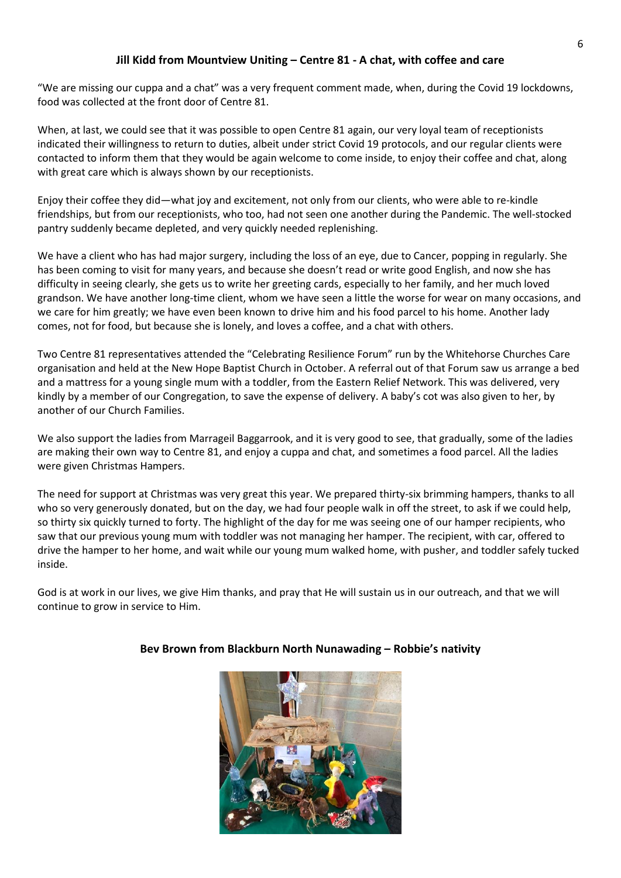### Jill Kidd from Mountview Uniting – Centre 81 - A chat, with coffee and care

"We are missing our cuppa and a chat" was a very frequent comment made, when, during the Covid 19 lockdowns, food was collected at the front door of Centre 81.

When, at last, we could see that it was possible to open Centre 81 again, our very loyal team of receptionists indicated their willingness to return to duties, albeit under strict Covid 19 protocols, and our regular clients were contacted to inform them that they would be again welcome to come inside, to enjoy their coffee and chat, along with great care which is always shown by our receptionists.

Enjoy their coffee they did—what joy and excitement, not only from our clients, who were able to re-kindle friendships, but from our receptionists, who too, had not seen one another during the Pandemic. The well-stocked pantry suddenly became depleted, and very quickly needed replenishing.

We have a client who has had major surgery, including the loss of an eye, due to Cancer, popping in regularly. She has been coming to visit for many years, and because she doesn't read or write good English, and now she has difficulty in seeing clearly, she gets us to write her greeting cards, especially to her family, and her much loved grandson. We have another long-time client, whom we have seen a little the worse for wear on many occasions, and we care for him greatly; we have even been known to drive him and his food parcel to his home. Another lady comes, not for food, but because she is lonely, and loves a coffee, and a chat with others.

Two Centre 81 representatives attended the "Celebrating Resilience Forum" run by the Whitehorse Churches Care organisation and held at the New Hope Baptist Church in October. A referral out of that Forum saw us arrange a bed and a mattress for a young single mum with a toddler, from the Eastern Relief Network. This was delivered, very kindly by a member of our Congregation, to save the expense of delivery. A baby's cot was also given to her, by another of our Church Families.

We also support the ladies from Marrageil Baggarrook, and it is very good to see, that gradually, some of the ladies are making their own way to Centre 81, and enjoy a cuppa and chat, and sometimes a food parcel. All the ladies were given Christmas Hampers.

The need for support at Christmas was very great this year. We prepared thirty-six brimming hampers, thanks to all who so very generously donated, but on the day, we had four people walk in off the street, to ask if we could help, so thirty six quickly turned to forty. The highlight of the day for me was seeing one of our hamper recipients, who saw that our previous young mum with toddler was not managing her hamper. The recipient, with car, offered to drive the hamper to her home, and wait while our young mum walked home, with pusher, and toddler safely tucked inside.

God is at work in our lives, we give Him thanks, and pray that He will sustain us in our outreach, and that we will continue to grow in service to Him.

### Bev Brown from Blackburn North Nunawading – Robbie's nativity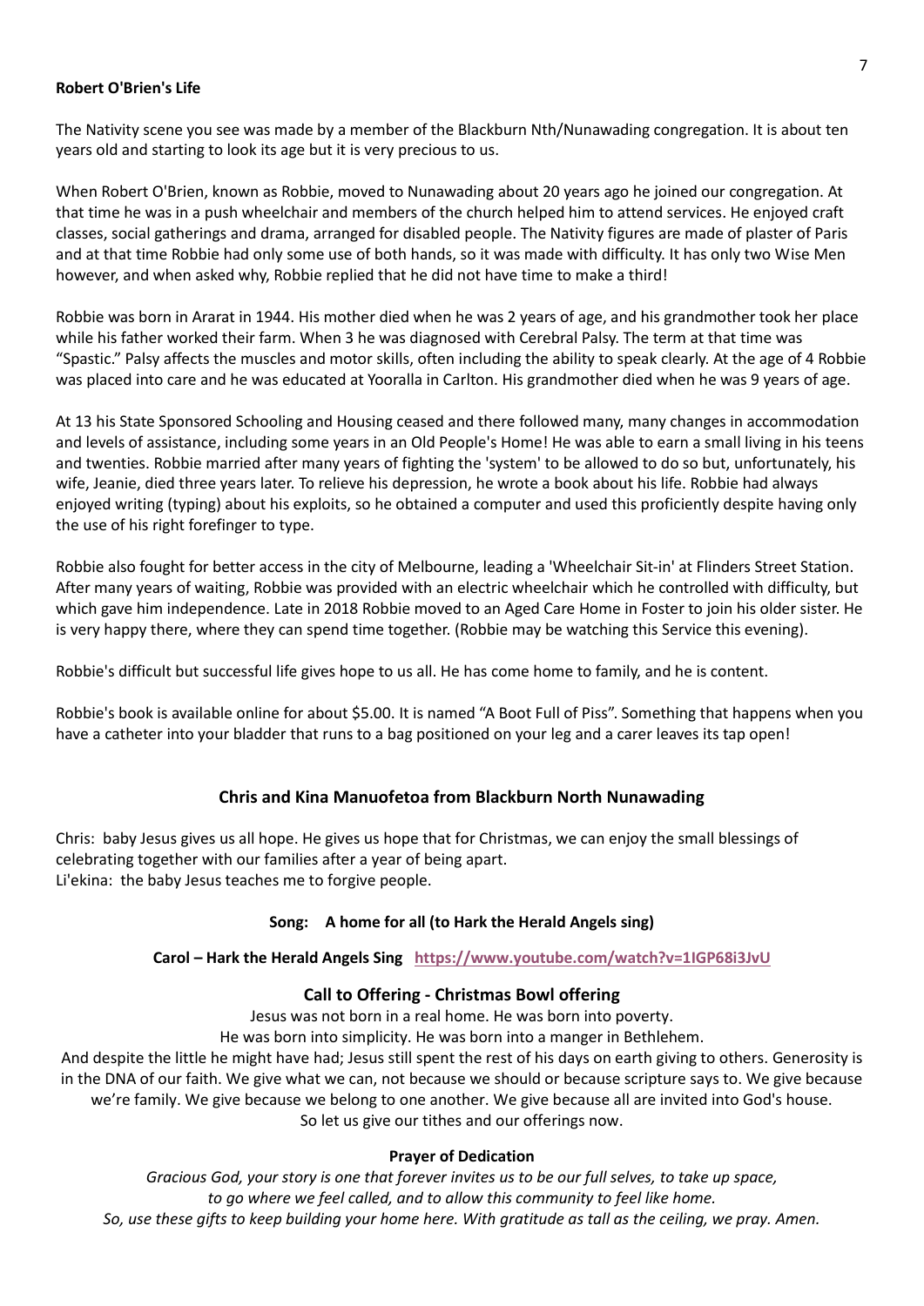**Robert O'Brien's Life**

The Nativity scene you see was made by a member of the Blackburn Nth/Nunawading congregation. It is about ten years old and starting to look its age but it is very precious to us.

When Robert O'Brien, known as Robbie, moved to Nunawading about 20 years ago he joined our congregation. At that time he was in a push wheelchair and members of the church helped him to attend services. He enjoyed craft classes, social gatherings and drama, arranged for disabled people. The Nativity figures are made of plaster of Paris and at that time Robbie had only some use of both hands, so it was made with difficulty. It has only two Wise Men however, and when asked why, Robbie replied that he did not have time to make a third!

Robbie was born in Ararat in 1944. His mother died when he was 2 years of age, and his grandmother took her place while his father worked their farm. When 3 he was diagnosed with Cerebral Palsy. The term at that time was "Spastic." Palsy affects the muscles and motor skills, often including the ability to speak clearly. At the age of 4 Robbie was placed into care and he was educated at Yooralla in Carlton. His grandmother died when he was 9 years of age.

At 13 his State Sponsored Schooling and Housing ceased and there followed many, many changes in accommodation and levels of assistance, including some years in an Old People's Home! He was able to earn a small living in his teens and twenties. Robbie married after many years of fighting the 'system' to be allowed to do so but, unfortunately, his wife, Jeanie, died three years later. To relieve his depression, he wrote a book about his life. Robbie had always enjoyed writing (typing) about his exploits, so he obtained a computer and used this proficiently despite having only the use of his right forefinger to type.

Robbie also fought for better access in the city of Melbourne, leading a 'Wheelchair Sit-in' at Flinders Street Station. After many years of waiting, Robbie was provided with an electric wheelchair which he controlled with difficulty, but which gave him independence. Late in 2018 Robbie moved to an Aged Care Home in Foster to join his older sister. He is very happy there, where they can spend time together. (Robbie may be watching this Service this evening).

Robbie's difficult but successful life gives hope to us all. He has come home to family, and he is content.

Robbie's book is available online for about $5.00. It is named "A Boot Full of Piss". Something that happens when you have a catheter into your bladder that runs to a bag positioned on your leg and a carer leaves its tap open!

**Chris and Kina Manuofetoa from Blackburn North Nunawading**

Chris: baby Jesus gives us all hope. He gives us hope that for Christmas, we can enjoy the small blessings of celebrating together with our families after a year of being apart.
Li'ekina: the baby Jesus teaches me to forgive people.

**Song: A home for all (to Hark the Herald Angels sing)**

**Carol – Hark the Herald Angels Sing https://www.youtube.com/watch?v=1IGP68i3JvU**

**Call to Offering - Christmas Bowl offering**

Jesus was not born in a real home. He was born into poverty.
He was born into simplicity. He was born into a manger in Bethlehem.
And despite the little he might have had; Jesus still spent the rest of his days on earth giving to others. Generosity is in the DNA of our faith. We give what we can, not because we should or because scripture says to. We give because we're family. We give because we belong to one another. We give because all are invited into God's house.
So let us give our tithes and our offerings now.

**Prayer of Dedication**

*Gracious God, your story is one that forever invites us to be our full selves, to take up space, to go where we feel called, and to allow this community to feel like home.
So, use these gifts to keep building your home here. With gratitude as tall as the ceiling, we pray. Amen.*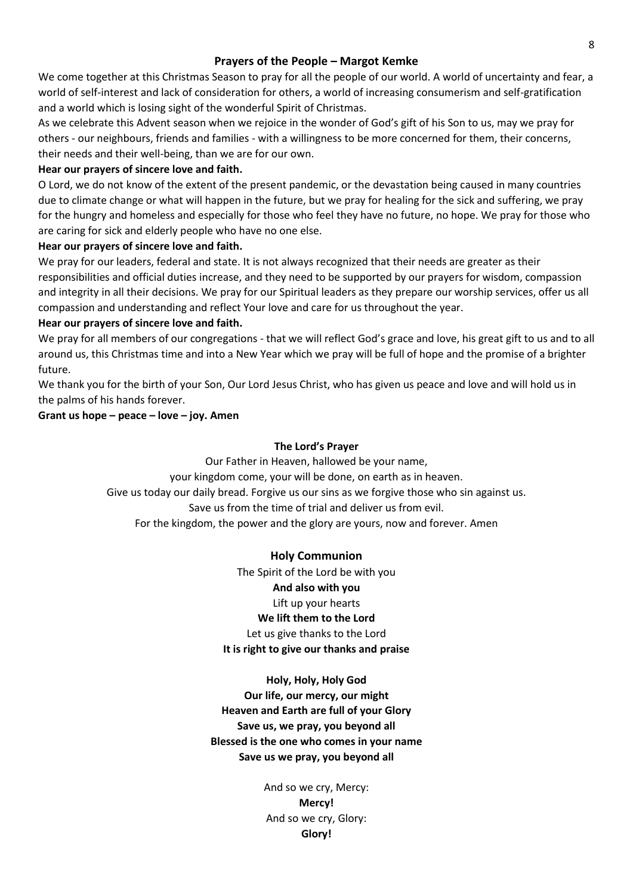## Prayers of the People – Margot Kemke

We come together at this Christmas Season to pray for all the people of our world. A world of uncertainty and fear, a world of self-interest and lack of consideration for others, a world of increasing consumerism and self-gratification and a world which is losing sight of the wonderful Spirit of Christmas.

As we celebrate this Advent season when we rejoice in the wonder of God's gift of his Son to us, may we pray for others - our neighbours, friends and families - with a willingness to be more concerned for them, their concerns, their needs and their well-being, than we are for our own.

**Hear our prayers of sincere love and faith.**

O Lord, we do not know of the extent of the present pandemic, or the devastation being caused in many countries due to climate change or what will happen in the future, but we pray for healing for the sick and suffering, we pray for the hungry and homeless and especially for those who feel they have no future, no hope. We pray for those who are caring for sick and elderly people who have no one else.

**Hear our prayers of sincere love and faith.**

We pray for our leaders, federal and state. It is not always recognized that their needs are greater as their responsibilities and official duties increase, and they need to be supported by our prayers for wisdom, compassion and integrity in all their decisions. We pray for our Spiritual leaders as they prepare our worship services, offer us all compassion and understanding and reflect Your love and care for us throughout the year.

**Hear our prayers of sincere love and faith.**

We pray for all members of our congregations - that we will reflect God's grace and love, his great gift to us and to all around us, this Christmas time and into a New Year which we pray will be full of hope and the promise of a brighter future.

We thank you for the birth of your Son, Our Lord Jesus Christ, who has given us peace and love and will hold us in the palms of his hands forever.

**Grant us hope – peace – love – joy. Amen**

### The Lord's Prayer

Our Father in Heaven, hallowed be your name,
your kingdom come, your will be done, on earth as in heaven.
Give us today our daily bread. Forgive us our sins as we forgive those who sin against us.
Save us from the time of trial and deliver us from evil.
For the kingdom, the power and the glory are yours, now and forever. Amen

## Holy Communion

The Spirit of the Lord be with you
**And also with you**
Lift up your hearts
**We lift them to the Lord**
Let us give thanks to the Lord
**It is right to give our thanks and praise**

**Holy, Holy, Holy God**
**Our life, our mercy, our might**
**Heaven and Earth are full of your Glory**
**Save us, we pray, you beyond all**
**Blessed is the one who comes in your name**
**Save us we pray, you beyond all**

And so we cry, Mercy:
**Mercy!**
And so we cry, Glory:
**Glory!**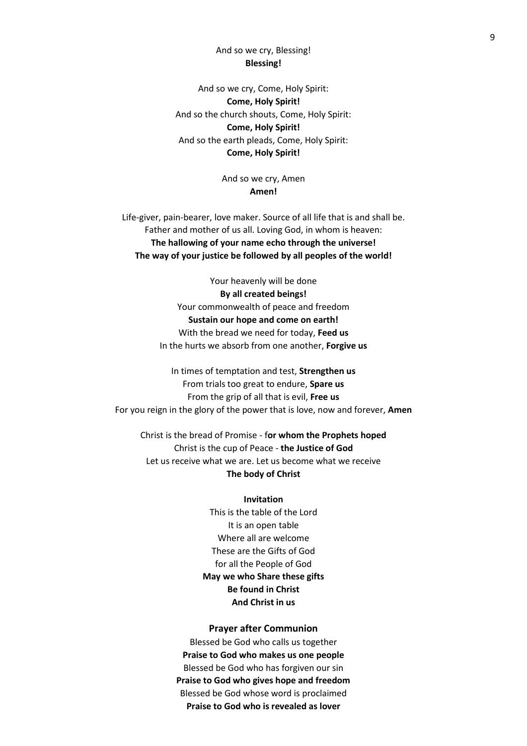And so we cry, Blessing!
**Blessing!**

And so we cry, Come, Holy Spirit:
**Come, Holy Spirit!**
And so the church shouts, Come, Holy Spirit:
**Come, Holy Spirit!**
And so the earth pleads, Come, Holy Spirit:
**Come, Holy Spirit!**

And so we cry, Amen
**Amen!**

Life-giver, pain-bearer, love maker. Source of all life that is and shall be.
Father and mother of us all. Loving God, in whom is heaven:
**The hallowing of your name echo through the universe!**
**The way of your justice be followed by all peoples of the world!**

Your heavenly will be done
**By all created beings!**
Your commonwealth of peace and freedom
**Sustain our hope and come on earth!**
With the bread we need for today, **Feed us**
In the hurts we absorb from one another, **Forgive us**

In times of temptation and test, **Strengthen us**
From trials too great to endure, **Spare us**
From the grip of all that is evil, **Free us**
For you reign in the glory of the power that is love, now and forever, **Amen**

Christ is the bread of Promise - f**or whom the Prophets hoped**
Christ is the cup of Peace - **the Justice of God**
Let us receive what we are. Let us become what we receive
**The body of Christ**

**Invitation**

This is the table of the Lord
It is an open table
Where all are welcome
These are the Gifts of God
for all the People of God
**May we who Share these gifts**
**Be found in Christ**
**And Christ in us**

### Prayer after Communion

Blessed be God who calls us together
**Praise to God who makes us one people**
Blessed be God who has forgiven our sin
**Praise to God who gives hope and freedom**
Blessed be God whose word is proclaimed
**Praise to God who is revealed as lover**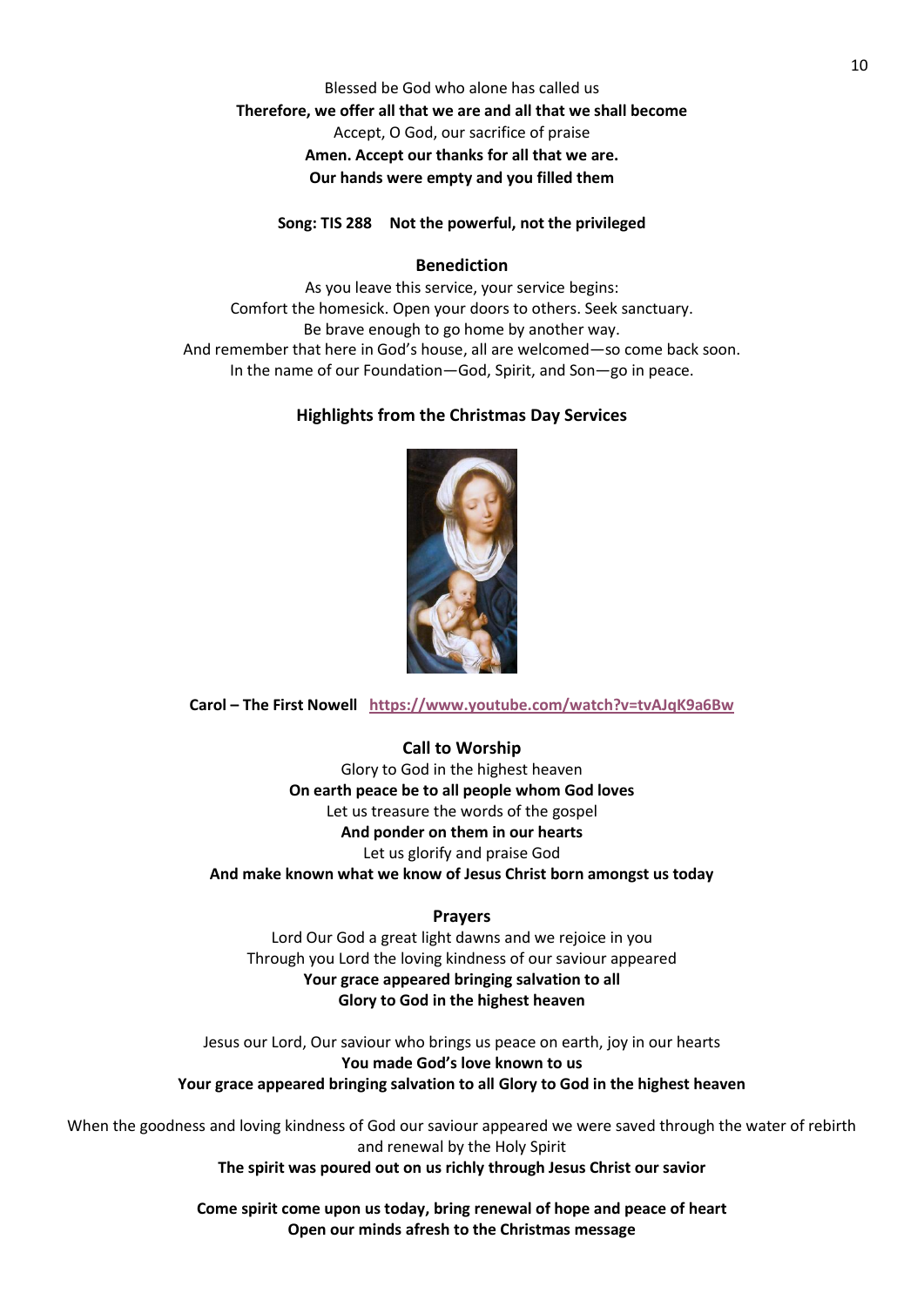Blessed be God who alone has called us
**Therefore, we offer all that we are and all that we shall become**
Accept, O God, our sacrifice of praise
**Amen. Accept our thanks for all that we are.**
**Our hands were empty and you filled them**

**Song: TIS 288 Not the powerful, not the privileged**

### Benediction

As you leave this service, your service begins:
Comfort the homesick. Open your doors to others. Seek sanctuary.
Be brave enough to go home by another way.
And remember that here in God's house, all are welcomed—so come back soon.
In the name of our Foundation—God, Spirit, and Son—go in peace.

### Highlights from the Christmas Day Services

**Carol – The First Nowell** https://www.youtube.com/watch?v=tvAJqK9a6Bw

### Call to Worship

Glory to God in the highest heaven
**On earth peace be to all people whom God loves**
Let us treasure the words of the gospel
**And ponder on them in our hearts**
Let us glorify and praise God
**And make known what we know of Jesus Christ born amongst us today**

### Prayers

Lord Our God a great light dawns and we rejoice in you
Through you Lord the loving kindness of our saviour appeared
**Your grace appeared bringing salvation to all**
**Glory to God in the highest heaven**

Jesus our Lord, Our saviour who brings us peace on earth, joy in our hearts
**You made God's love known to us**
**Your grace appeared bringing salvation to all Glory to God in the highest heaven**

When the goodness and loving kindness of God our saviour appeared we were saved through the water of rebirth and renewal by the Holy Spirit
**The spirit was poured out on us richly through Jesus Christ our savior**

**Come spirit come upon us today, bring renewal of hope and peace of heart**
**Open our minds afresh to the Christmas message**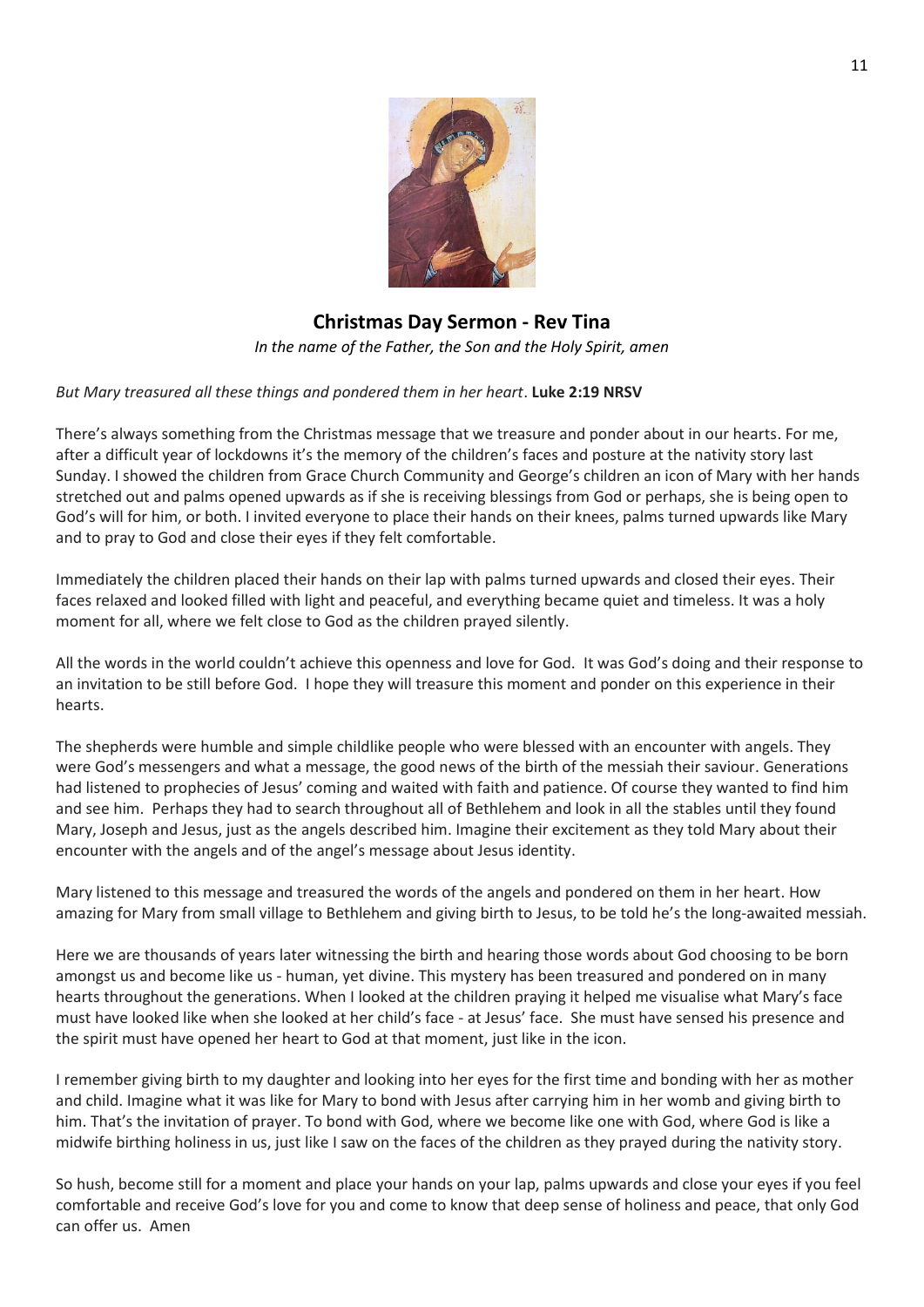## Christmas Day Sermon - Rev Tina

*In the name of the Father, the Son and the Holy Spirit, amen*

*But Mary treasured all these things and pondered them in her heart*. **Luke 2:19 NRSV**

There's always something from the Christmas message that we treasure and ponder about in our hearts. For me, after a difficult year of lockdowns it's the memory of the children's faces and posture at the nativity story last Sunday. I showed the children from Grace Church Community and George's children an icon of Mary with her hands stretched out and palms opened upwards as if she is receiving blessings from God or perhaps, she is being open to God's will for him, or both. I invited everyone to place their hands on their knees, palms turned upwards like Mary and to pray to God and close their eyes if they felt comfortable.

Immediately the children placed their hands on their lap with palms turned upwards and closed their eyes. Their faces relaxed and looked filled with light and peaceful, and everything became quiet and timeless. It was a holy moment for all, where we felt close to God as the children prayed silently.

All the words in the world couldn't achieve this openness and love for God. It was God's doing and their response to an invitation to be still before God. I hope they will treasure this moment and ponder on this experience in their hearts.

The shepherds were humble and simple childlike people who were blessed with an encounter with angels. They were God's messengers and what a message, the good news of the birth of the messiah their saviour. Generations had listened to prophecies of Jesus' coming and waited with faith and patience. Of course they wanted to find him and see him. Perhaps they had to search throughout all of Bethlehem and look in all the stables until they found Mary, Joseph and Jesus, just as the angels described him. Imagine their excitement as they told Mary about their encounter with the angels and of the angel's message about Jesus identity.

Mary listened to this message and treasured the words of the angels and pondered on them in her heart. How amazing for Mary from small village to Bethlehem and giving birth to Jesus, to be told he's the long-awaited messiah.

Here we are thousands of years later witnessing the birth and hearing those words about God choosing to be born amongst us and become like us - human, yet divine. This mystery has been treasured and pondered on in many hearts throughout the generations. When I looked at the children praying it helped me visualise what Mary's face must have looked like when she looked at her child's face - at Jesus' face. She must have sensed his presence and the spirit must have opened her heart to God at that moment, just like in the icon.

I remember giving birth to my daughter and looking into her eyes for the first time and bonding with her as mother and child. Imagine what it was like for Mary to bond with Jesus after carrying him in her womb and giving birth to him. That's the invitation of prayer. To bond with God, where we become like one with God, where God is like a midwife birthing holiness in us, just like I saw on the faces of the children as they prayed during the nativity story.

So hush, become still for a moment and place your hands on your lap, palms upwards and close your eyes if you feel comfortable and receive God's love for you and come to know that deep sense of holiness and peace, that only God can offer us. Amen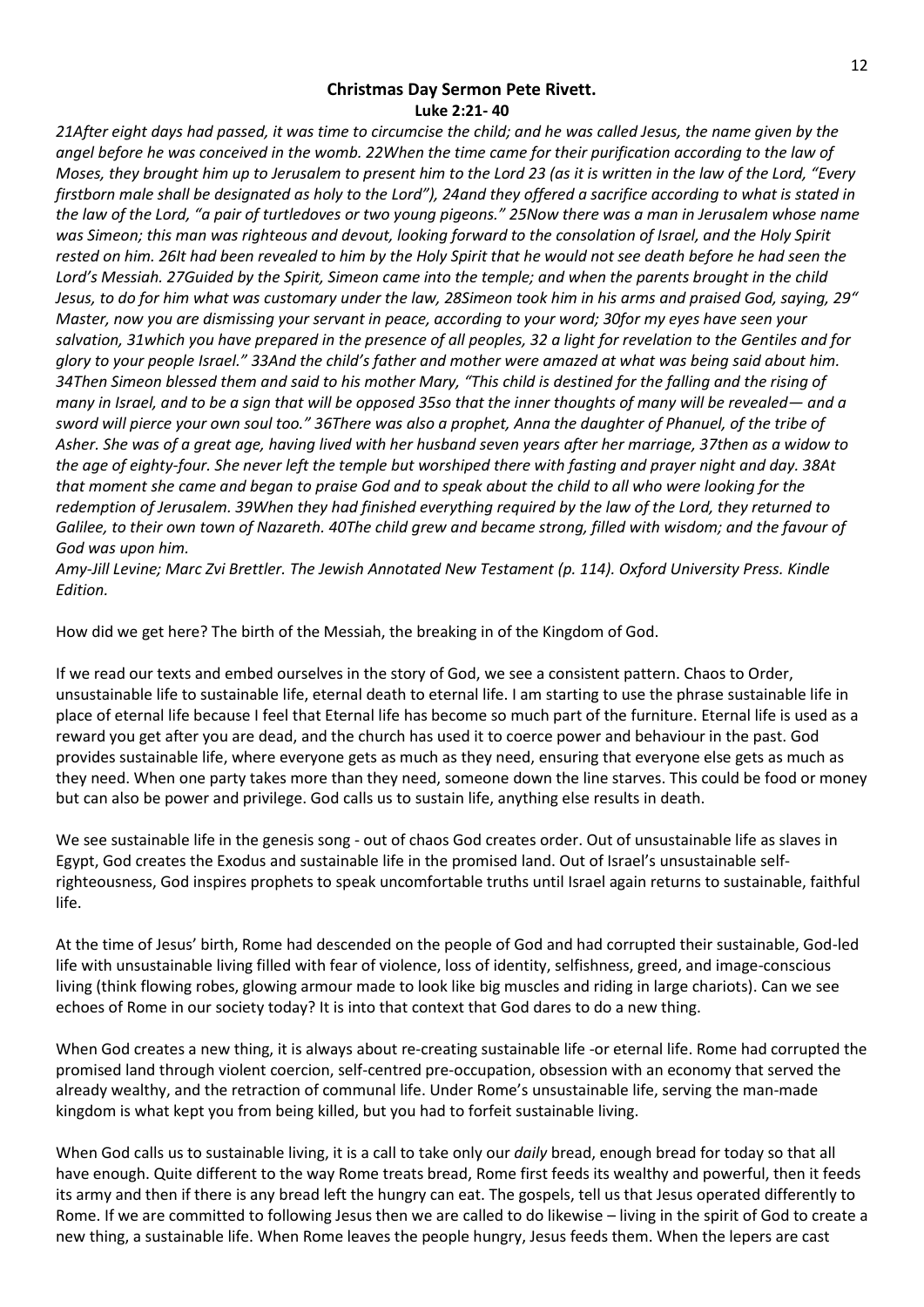**Christmas Day Sermon Pete Rivett.**

**Luke 2:21- 40**

*21After eight days had passed, it was time to circumcise the child; and he was called Jesus, the name given by the angel before he was conceived in the womb. 22When the time came for their purification according to the law of Moses, they brought him up to Jerusalem to present him to the Lord 23 (as it is written in the law of the Lord, "Every firstborn male shall be designated as holy to the Lord"), 24and they offered a sacrifice according to what is stated in the law of the Lord, "a pair of turtledoves or two young pigeons." 25Now there was a man in Jerusalem whose name was Simeon; this man was righteous and devout, looking forward to the consolation of Israel, and the Holy Spirit rested on him. 26It had been revealed to him by the Holy Spirit that he would not see death before he had seen the Lord's Messiah. 27Guided by the Spirit, Simeon came into the temple; and when the parents brought in the child Jesus, to do for him what was customary under the law, 28Simeon took him in his arms and praised God, saying, 29" Master, now you are dismissing your servant in peace, according to your word; 30for my eyes have seen your salvation, 31which you have prepared in the presence of all peoples, 32 a light for revelation to the Gentiles and for glory to your people Israel." 33And the child's father and mother were amazed at what was being said about him. 34Then Simeon blessed them and said to his mother Mary, "This child is destined for the falling and the rising of many in Israel, and to be a sign that will be opposed 35so that the inner thoughts of many will be revealed— and a sword will pierce your own soul too." 36There was also a prophet, Anna the daughter of Phanuel, of the tribe of Asher. She was of a great age, having lived with her husband seven years after her marriage, 37then as a widow to the age of eighty-four. She never left the temple but worshiped there with fasting and prayer night and day. 38At that moment she came and began to praise God and to speak about the child to all who were looking for the redemption of Jerusalem. 39When they had finished everything required by the law of the Lord, they returned to Galilee, to their own town of Nazareth. 40The child grew and became strong, filled with wisdom; and the favour of God was upon him.*

*Amy-Jill Levine; Marc Zvi Brettler. The Jewish Annotated New Testament (p. 114). Oxford University Press. Kindle Edition.*

How did we get here? The birth of the Messiah, the breaking in of the Kingdom of God.

If we read our texts and embed ourselves in the story of God, we see a consistent pattern. Chaos to Order, unsustainable life to sustainable life, eternal death to eternal life. I am starting to use the phrase sustainable life in place of eternal life because I feel that Eternal life has become so much part of the furniture. Eternal life is used as a reward you get after you are dead, and the church has used it to coerce power and behaviour in the past. God provides sustainable life, where everyone gets as much as they need, ensuring that everyone else gets as much as they need. When one party takes more than they need, someone down the line starves. This could be food or money but can also be power and privilege. God calls us to sustain life, anything else results in death.

We see sustainable life in the genesis song - out of chaos God creates order. Out of unsustainable life as slaves in Egypt, God creates the Exodus and sustainable life in the promised land. Out of Israel's unsustainable self-righteousness, God inspires prophets to speak uncomfortable truths until Israel again returns to sustainable, faithful life.

At the time of Jesus' birth, Rome had descended on the people of God and had corrupted their sustainable, God-led life with unsustainable living filled with fear of violence, loss of identity, selfishness, greed, and image-conscious living (think flowing robes, glowing armour made to look like big muscles and riding in large chariots). Can we see echoes of Rome in our society today? It is into that context that God dares to do a new thing.

When God creates a new thing, it is always about re-creating sustainable life -or eternal life. Rome had corrupted the promised land through violent coercion, self-centred pre-occupation, obsession with an economy that served the already wealthy, and the retraction of communal life. Under Rome's unsustainable life, serving the man-made kingdom is what kept you from being killed, but you had to forfeit sustainable living.

When God calls us to sustainable living, it is a call to take only our *daily* bread, enough bread for today so that all have enough. Quite different to the way Rome treats bread, Rome first feeds its wealthy and powerful, then it feeds its army and then if there is any bread left the hungry can eat. The gospels, tell us that Jesus operated differently to Rome. If we are committed to following Jesus then we are called to do likewise – living in the spirit of God to create a new thing, a sustainable life. When Rome leaves the people hungry, Jesus feeds them. When the lepers are cast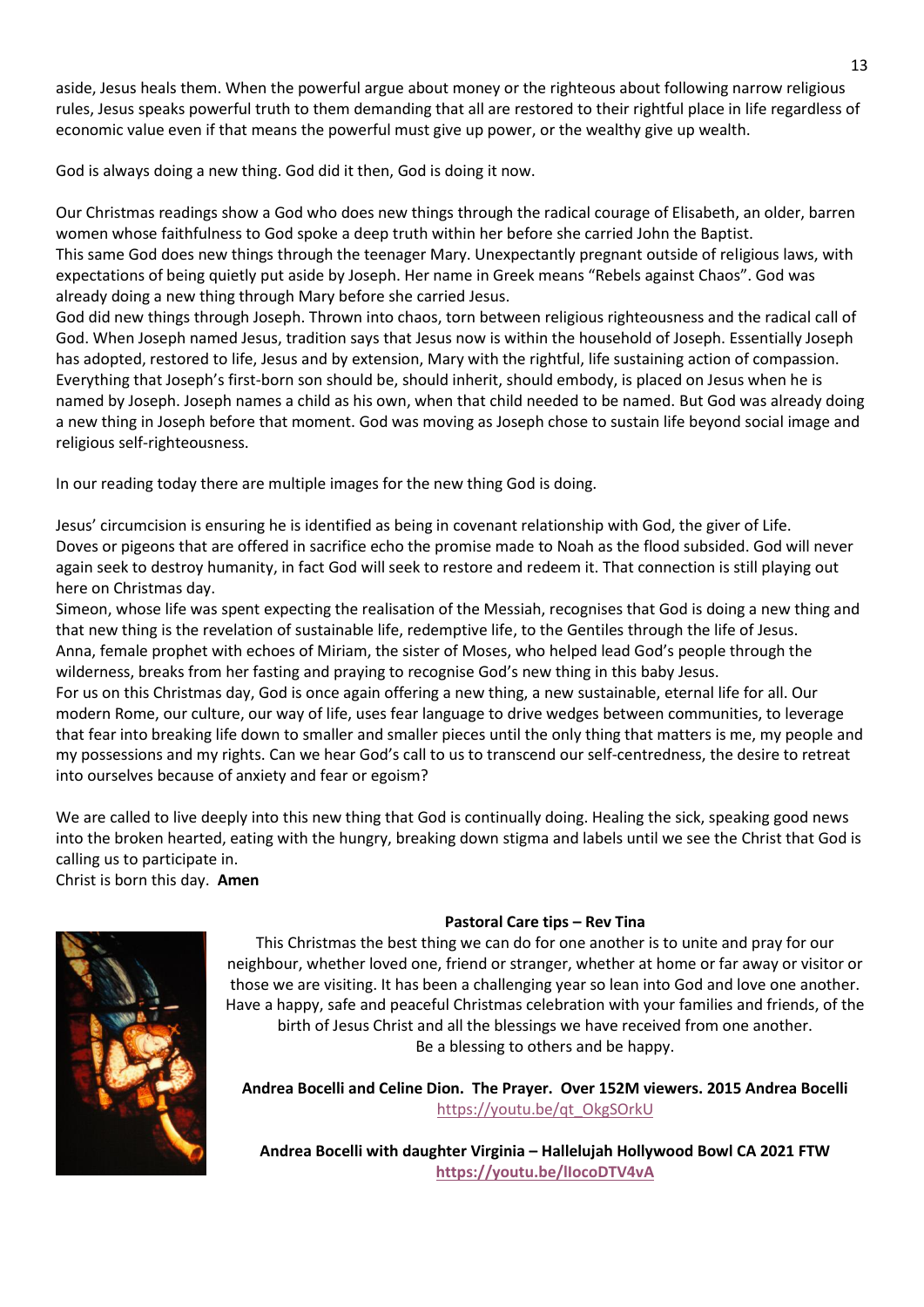aside, Jesus heals them. When the powerful argue about money or the righteous about following narrow religious rules, Jesus speaks powerful truth to them demanding that all are restored to their rightful place in life regardless of economic value even if that means the powerful must give up power, or the wealthy give up wealth.

God is always doing a new thing. God did it then, God is doing it now.

Our Christmas readings show a God who does new things through the radical courage of Elisabeth, an older, barren women whose faithfulness to God spoke a deep truth within her before she carried John the Baptist.
This same God does new things through the teenager Mary. Unexpectantly pregnant outside of religious laws, with expectations of being quietly put aside by Joseph. Her name in Greek means "Rebels against Chaos". God was already doing a new thing through Mary before she carried Jesus.
God did new things through Joseph. Thrown into chaos, torn between religious righteousness and the radical call of God. When Joseph named Jesus, tradition says that Jesus now is within the household of Joseph. Essentially Joseph has adopted, restored to life, Jesus and by extension, Mary with the rightful, life sustaining action of compassion. Everything that Joseph's first-born son should be, should inherit, should embody, is placed on Jesus when he is named by Joseph. Joseph names a child as his own, when that child needed to be named. But God was already doing a new thing in Joseph before that moment. God was moving as Joseph chose to sustain life beyond social image and religious self-righteousness.

In our reading today there are multiple images for the new thing God is doing.

Jesus' circumcision is ensuring he is identified as being in covenant relationship with God, the giver of Life.
Doves or pigeons that are offered in sacrifice echo the promise made to Noah as the flood subsided. God will never again seek to destroy humanity, in fact God will seek to restore and redeem it. That connection is still playing out here on Christmas day.
Simeon, whose life was spent expecting the realisation of the Messiah, recognises that God is doing a new thing and that new thing is the revelation of sustainable life, redemptive life, to the Gentiles through the life of Jesus.
Anna, female prophet with echoes of Miriam, the sister of Moses, who helped lead God's people through the wilderness, breaks from her fasting and praying to recognise God's new thing in this baby Jesus.
For us on this Christmas day, God is once again offering a new thing, a new sustainable, eternal life for all. Our modern Rome, our culture, our way of life, uses fear language to drive wedges between communities, to leverage that fear into breaking life down to smaller and smaller pieces until the only thing that matters is me, my people and my possessions and my rights. Can we hear God's call to us to transcend our self-centredness, the desire to retreat into ourselves because of anxiety and fear or egoism?

We are called to live deeply into this new thing that God is continually doing. Healing the sick, speaking good news into the broken hearted, eating with the hungry, breaking down stigma and labels until we see the Christ that God is calling us to participate in.
Christ is born this day. **Amen**

**Pastoral Care tips – Rev Tina**

This Christmas the best thing we can do for one another is to unite and pray for our neighbour, whether loved one, friend or stranger, whether at home or far away or visitor or those we are visiting. It has been a challenging year so lean into God and love one another. Have a happy, safe and peaceful Christmas celebration with your families and friends, of the birth of Jesus Christ and all the blessings we have received from one another.
Be a blessing to others and be happy.

**Andrea Bocelli and Celine Dion. The Prayer. Over 152M viewers. 2015 Andrea Bocelli**
https://youtu.be/qt_OkgSOrkU

**Andrea Bocelli with daughter Virginia – Hallelujah Hollywood Bowl CA 2021 FTW**
**https://youtu.be/IlocoDTV4vA**